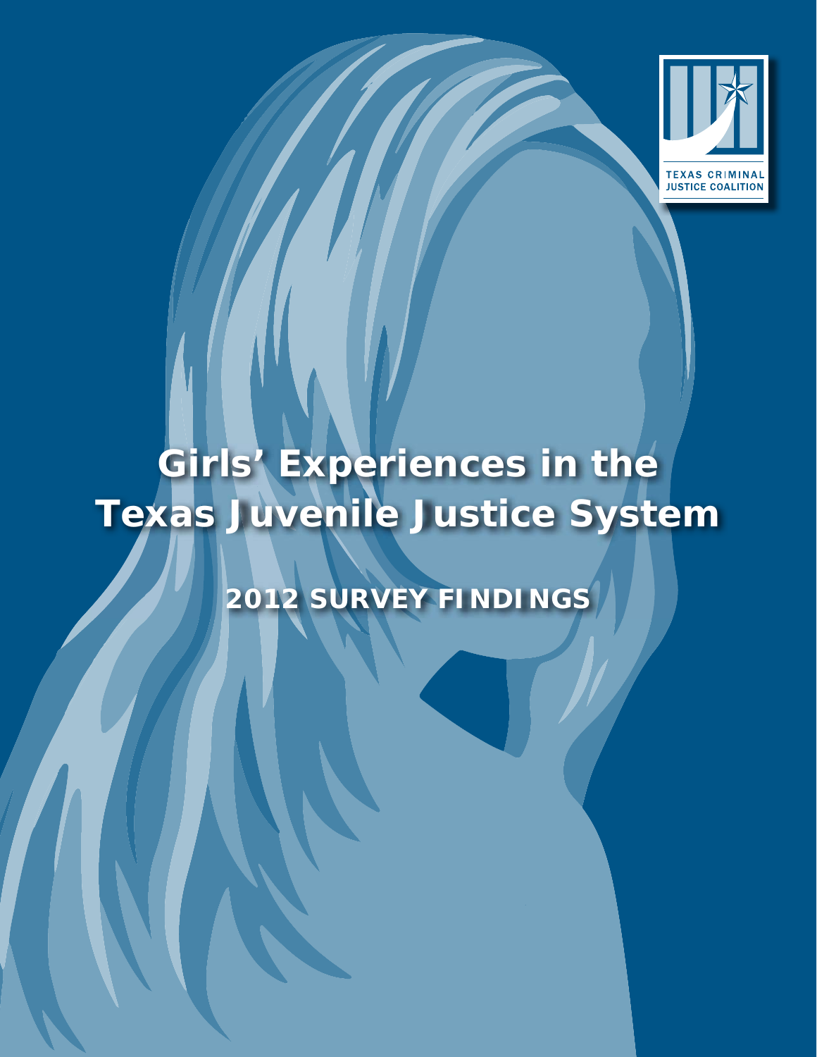TEXAS CRIMINAL JUSTICE COALITION

# Girls' Experiences in the Texas Juvenile Justice System

## 2012 SURVEY FINDINGS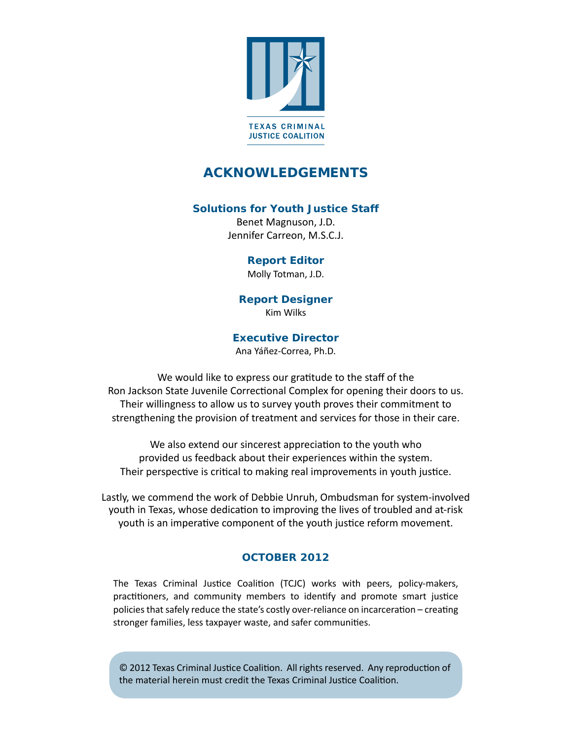TEXAS CRIMINAL JUSTICE COALITION

# ACKNOWLEDGEMENTS

### Solutions for Youth Justice Staff

Benet Magnuson, J.D.
Jennifer Carreon, M.S.C.J.

### Report Editor

Molly Totman, J.D.

### Report Designer

Kim Wilks

### Executive Director

Ana Yáñez-Correa, Ph.D.

We would like to express our gratitude to the staff of the Ron Jackson State Juvenile Correctional Complex for opening their doors to us. Their willingness to allow us to survey youth proves their commitment to strengthening the provision of treatment and services for those in their care.

We also extend our sincerest appreciation to the youth who provided us feedback about their experiences within the system. Their perspective is critical to making real improvements in youth justice.

Lastly, we commend the work of Debbie Unruh, Ombudsman for system-involved youth in Texas, whose dedication to improving the lives of troubled and at-risk youth is an imperative component of the youth justice reform movement.

### OCTOBER 2012

The Texas Criminal Justice Coalition (TCJC) works with peers, policy-makers, practitioners, and community members to identify and promote smart justice policies that safely reduce the state's costly over-reliance on incarceration – creating stronger families, less taxpayer waste, and safer communities.

© 2012 Texas Criminal Justice Coalition. All rights reserved. Any reproduction of the material herein must credit the Texas Criminal Justice Coalition.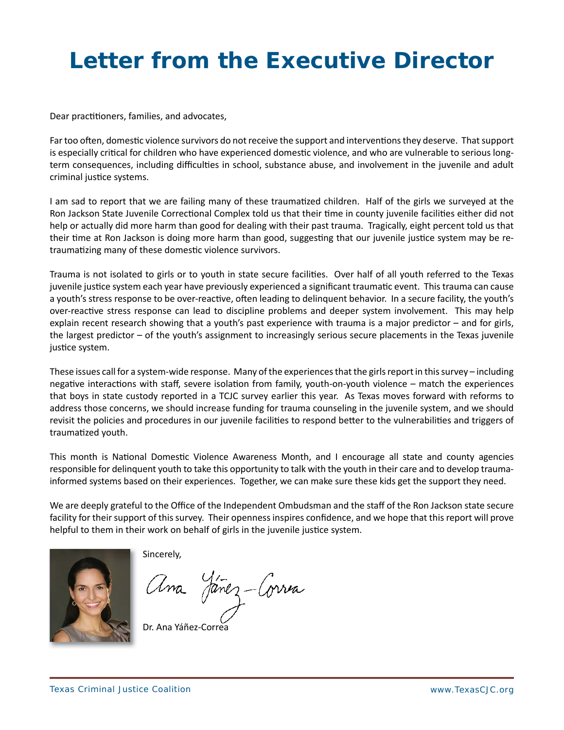# Letter from the Executive Director

Dear practitioners, families, and advocates,

Far too often, domestic violence survivors do not receive the support and interventions they deserve. That support is especially critical for children who have experienced domestic violence, and who are vulnerable to serious long-term consequences, including difficulties in school, substance abuse, and involvement in the juvenile and adult criminal justice systems.

I am sad to report that we are failing many of these traumatized children. Half of the girls we surveyed at the Ron Jackson State Juvenile Correctional Complex told us that their time in county juvenile facilities either did not help or actually did more harm than good for dealing with their past trauma. Tragically, eight percent told us that their time at Ron Jackson is doing more harm than good, suggesting that our juvenile justice system may be re-traumatizing many of these domestic violence survivors.

Trauma is not isolated to girls or to youth in state secure facilities. Over half of all youth referred to the Texas juvenile justice system each year have previously experienced a significant traumatic event. This trauma can cause a youth's stress response to be over-reactive, often leading to delinquent behavior. In a secure facility, the youth's over-reactive stress response can lead to discipline problems and deeper system involvement. This may help explain recent research showing that a youth's past experience with trauma is a major predictor – and for girls, the largest predictor – of the youth's assignment to increasingly serious secure placements in the Texas juvenile justice system.

These issues call for a system-wide response. Many of the experiences that the girls report in this survey – including negative interactions with staff, severe isolation from family, youth-on-youth violence – match the experiences that boys in state custody reported in a TCJC survey earlier this year. As Texas moves forward with reforms to address those concerns, we should increase funding for trauma counseling in the juvenile system, and we should revisit the policies and procedures in our juvenile facilities to respond better to the vulnerabilities and triggers of traumatized youth.

This month is National Domestic Violence Awareness Month, and I encourage all state and county agencies responsible for delinquent youth to take this opportunity to talk with the youth in their care and to develop trauma-informed systems based on their experiences. Together, we can make sure these kids get the support they need.

We are deeply grateful to the Office of the Independent Ombudsman and the staff of the Ron Jackson state secure facility for their support of this survey. Their openness inspires confidence, and we hope that this report will prove helpful to them in their work on behalf of girls in the juvenile justice system.

Sincerely,

Dr. Ana Yáñez-Correa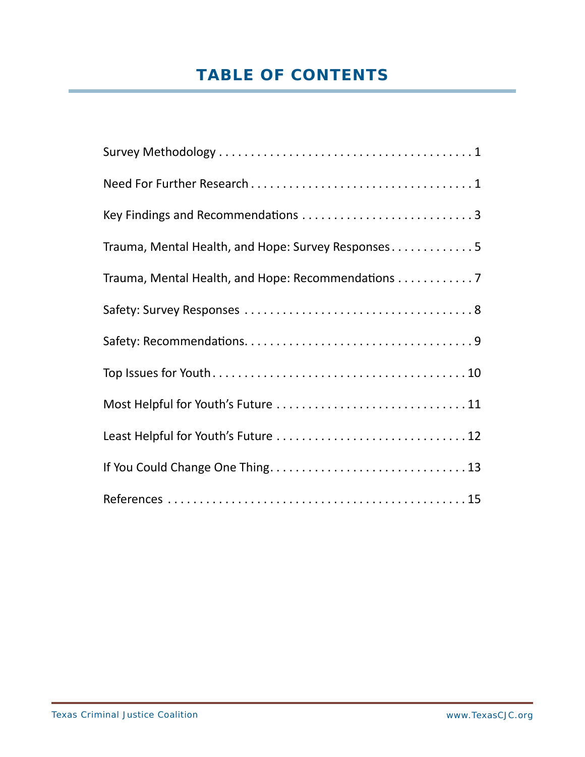# TABLE OF CONTENTS

Survey Methodology . . . . . . . . . . . . . . . . . . . . . . . . . . . . . . . . . . . . . . . . 1

Need For Further Research . . . . . . . . . . . . . . . . . . . . . . . . . . . . . . . . . . . 1

Key Findings and Recommendations . . . . . . . . . . . . . . . . . . . . . . . . . . . 3

Trauma, Mental Health, and Hope: Survey Responses . . . . . . . . . . . . . 5

Trauma, Mental Health, and Hope: Recommendations . . . . . . . . . . . . 7

Safety: Survey Responses . . . . . . . . . . . . . . . . . . . . . . . . . . . . . . . . . . . . 8

Safety: Recommendations. . . . . . . . . . . . . . . . . . . . . . . . . . . . . . . . . . . . 9

Top Issues for Youth . . . . . . . . . . . . . . . . . . . . . . . . . . . . . . . . . . . . . . . 10

Most Helpful for Youth's Future . . . . . . . . . . . . . . . . . . . . . . . . . . . . . . 11

Least Helpful for Youth's Future . . . . . . . . . . . . . . . . . . . . . . . . . . . . . . 12

If You Could Change One Thing. . . . . . . . . . . . . . . . . . . . . . . . . . . . . . . 13

References . . . . . . . . . . . . . . . . . . . . . . . . . . . . . . . . . . . . . . . . . . . . . . . 15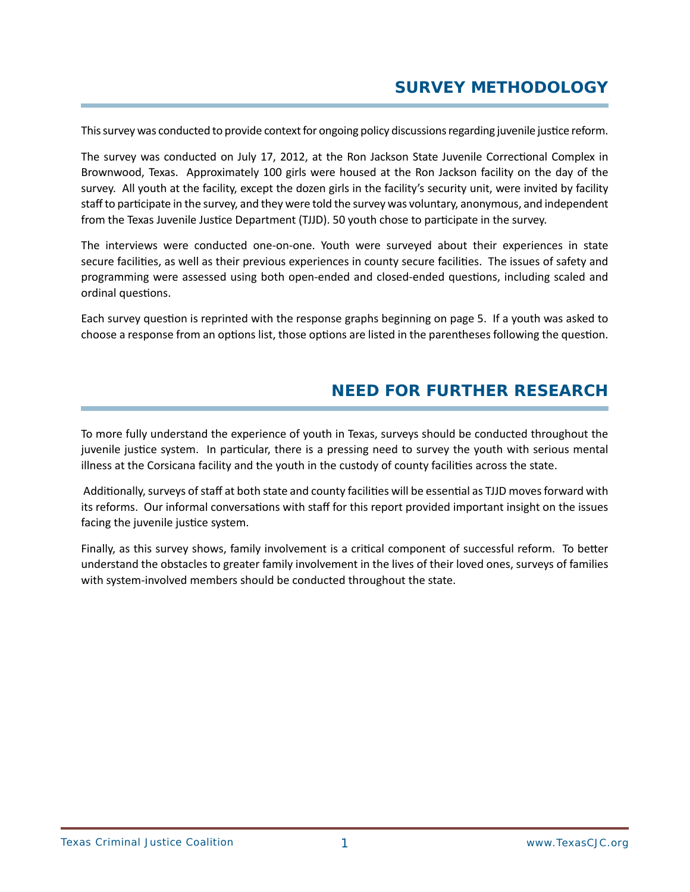## SURVEY METHODOLOGY

This survey was conducted to provide context for ongoing policy discussions regarding juvenile justice reform.

The survey was conducted on July 17, 2012, at the Ron Jackson State Juvenile Correctional Complex in Brownwood, Texas. Approximately 100 girls were housed at the Ron Jackson facility on the day of the survey. All youth at the facility, except the dozen girls in the facility's security unit, were invited by facility staff to participate in the survey, and they were told the survey was voluntary, anonymous, and independent from the Texas Juvenile Justice Department (TJJD). 50 youth chose to participate in the survey.

The interviews were conducted one-on-one. Youth were surveyed about their experiences in state secure facilities, as well as their previous experiences in county secure facilities. The issues of safety and programming were assessed using both open-ended and closed-ended questions, including scaled and ordinal questions.

Each survey question is reprinted with the response graphs beginning on page 5. If a youth was asked to choose a response from an options list, those options are listed in the parentheses following the question.

## NEED FOR FURTHER RESEARCH

To more fully understand the experience of youth in Texas, surveys should be conducted throughout the juvenile justice system. In particular, there is a pressing need to survey the youth with serious mental illness at the Corsicana facility and the youth in the custody of county facilities across the state.

Additionally, surveys of staff at both state and county facilities will be essential as TJJD moves forward with its reforms. Our informal conversations with staff for this report provided important insight on the issues facing the juvenile justice system.

Finally, as this survey shows, family involvement is a critical component of successful reform. To better understand the obstacles to greater family involvement in the lives of their loved ones, surveys of families with system-involved members should be conducted throughout the state.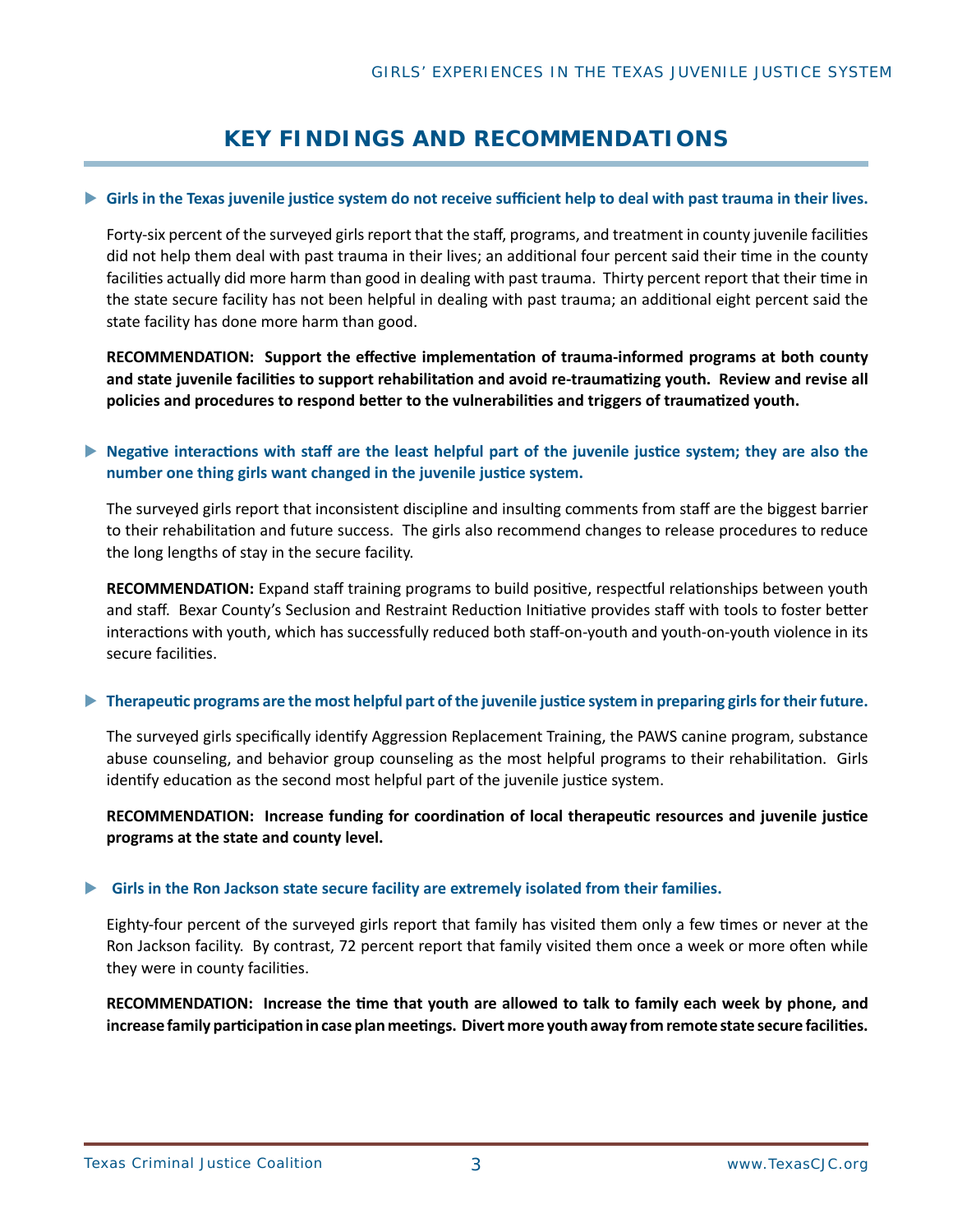## KEY FINDINGS AND RECOMMENDATIONS

**Girls in the Texas juvenile justice system do not receive sufficient help to deal with past trauma in their lives.**

Forty-six percent of the surveyed girls report that the staff, programs, and treatment in county juvenile facilities did not help them deal with past trauma in their lives; an additional four percent said their time in the county facilities actually did more harm than good in dealing with past trauma. Thirty percent report that their time in the state secure facility has not been helpful in dealing with past trauma; an additional eight percent said the state facility has done more harm than good.

**RECOMMENDATION: Support the effective implementation of trauma-informed programs at both county and state juvenile facilities to support rehabilitation and avoid re-traumatizing youth. Review and revise all policies and procedures to respond better to the vulnerabilities and triggers of traumatized youth.**

**Negative interactions with staff are the least helpful part of the juvenile justice system; they are also the number one thing girls want changed in the juvenile justice system.**

The surveyed girls report that inconsistent discipline and insulting comments from staff are the biggest barrier to their rehabilitation and future success. The girls also recommend changes to release procedures to reduce the long lengths of stay in the secure facility.

**RECOMMENDATION:** Expand staff training programs to build positive, respectful relationships between youth and staff. Bexar County's Seclusion and Restraint Reduction Initiative provides staff with tools to foster better interactions with youth, which has successfully reduced both staff-on-youth and youth-on-youth violence in its secure facilities.

**Therapeutic programs are the most helpful part of the juvenile justice system in preparing girls for their future.**

The surveyed girls specifically identify Aggression Replacement Training, the PAWS canine program, substance abuse counseling, and behavior group counseling as the most helpful programs to their rehabilitation. Girls identify education as the second most helpful part of the juvenile justice system.

**RECOMMENDATION: Increase funding for coordination of local therapeutic resources and juvenile justice programs at the state and county level.**

**Girls in the Ron Jackson state secure facility are extremely isolated from their families.**

Eighty-four percent of the surveyed girls report that family has visited them only a few times or never at the Ron Jackson facility. By contrast, 72 percent report that family visited them once a week or more often while they were in county facilities.

**RECOMMENDATION: Increase the time that youth are allowed to talk to family each week by phone, and increase family participation in case plan meetings. Divert more youth away from remote state secure facilities.**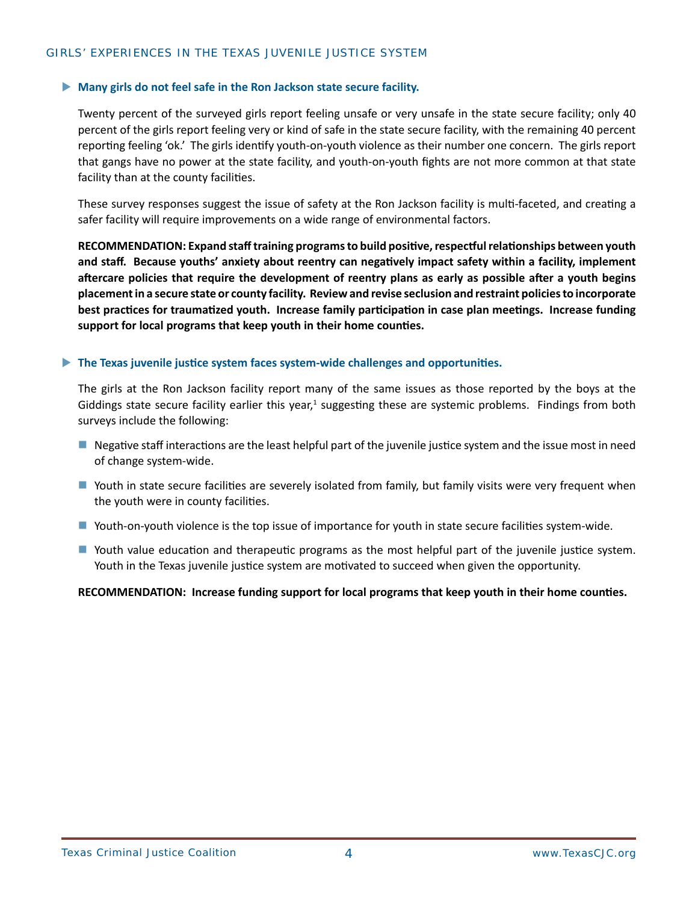### Many girls do not feel safe in the Ron Jackson state secure facility.

Twenty percent of the surveyed girls report feeling unsafe or very unsafe in the state secure facility; only 40 percent of the girls report feeling very or kind of safe in the state secure facility, with the remaining 40 percent reporting feeling 'ok.' The girls identify youth-on-youth violence as their number one concern. The girls report that gangs have no power at the state facility, and youth-on-youth fights are not more common at that state facility than at the county facilities.

These survey responses suggest the issue of safety at the Ron Jackson facility is multi-faceted, and creating a safer facility will require improvements on a wide range of environmental factors.

**RECOMMENDATION: Expand staff training programs to build positive, respectful relationships between youth and staff. Because youths' anxiety about reentry can negatively impact safety within a facility, implement aftercare policies that require the development of reentry plans as early as possible after a youth begins placement in a secure state or county facility. Review and revise seclusion and restraint policies to incorporate best practices for traumatized youth. Increase family participation in case plan meetings. Increase funding support for local programs that keep youth in their home counties.**

### The Texas juvenile justice system faces system-wide challenges and opportunities.

The girls at the Ron Jackson facility report many of the same issues as those reported by the boys at the Giddings state secure facility earlier this year,[1] suggesting these are systemic problems. Findings from both surveys include the following:

- Negative staff interactions are the least helpful part of the juvenile justice system and the issue most in need of change system-wide.
- Youth in state secure facilities are severely isolated from family, but family visits were very frequent when the youth were in county facilities.
- Youth-on-youth violence is the top issue of importance for youth in state secure facilities system-wide.
- Youth value education and therapeutic programs as the most helpful part of the juvenile justice system. Youth in the Texas juvenile justice system are motivated to succeed when given the opportunity.

**RECOMMENDATION: Increase funding support for local programs that keep youth in their home counties.**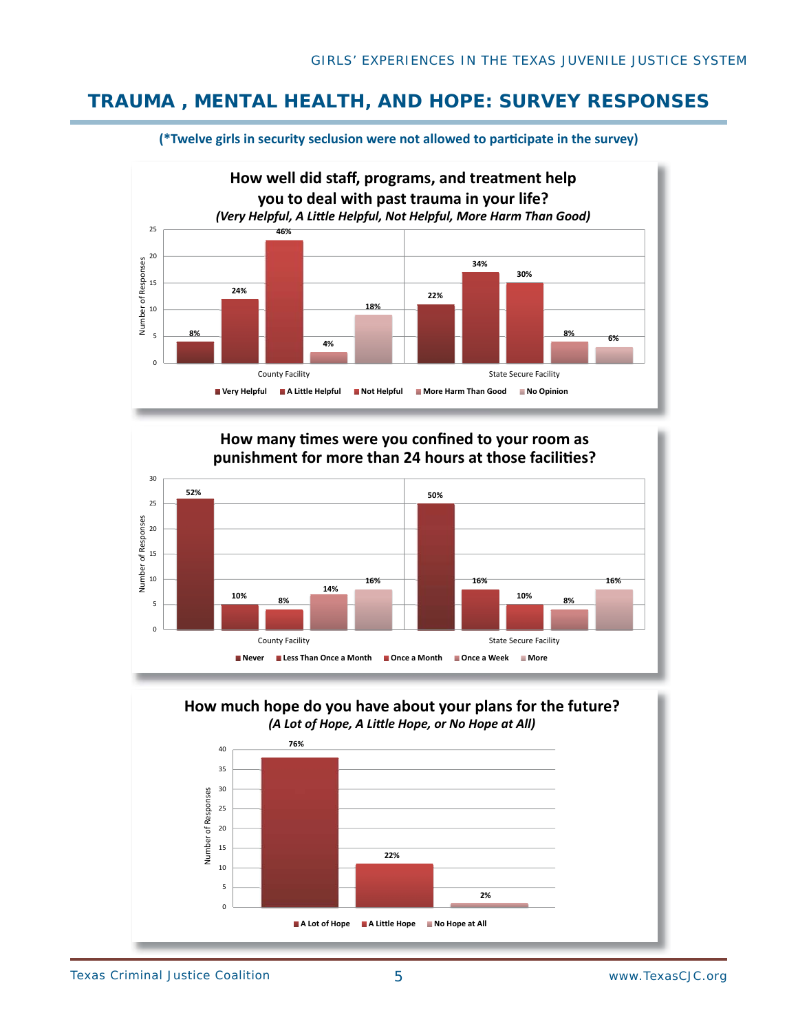## TRAUMA , MENTAL HEALTH, AND HOPE: SURVEY RESPONSES

**(*Twelve girls in security seclusion were not allowed to participate in the survey)**

**How well did staff, programs, and treatment help you to deal with past trauma in your life?**
***(Very Helpful, A Little Helpful, Not Helpful, More Harm Than Good)***

| | Very Helpful | A Little Helpful | Not Helpful | More Harm Than Good | No Opinion |
|---|---|---|---|---|---|
| County Facility | 8% | 24% | 46% | 4% | 18% |
| State Secure Facility | 22% | 34% | 30% | 8% | 6% |

**How many times were you confined to your room as punishment for more than 24 hours at those facilities?**

| | Never | Less Than Once a Month | Once a Month | Once a Week | More |
|---|---|---|---|---|---|
| County Facility | 52% | 10% | 8% | 14% | 16% |
| State Secure Facility | 50% | 16% | 10% | 8% | 16% |

**How much hope do you have about your plans for the future?**
***(A Lot of Hope, A Little Hope, or No Hope at All)***

| A Lot of Hope | A Little Hope | No Hope at All |
|---|---|---|
| 76% | 22% | 2% |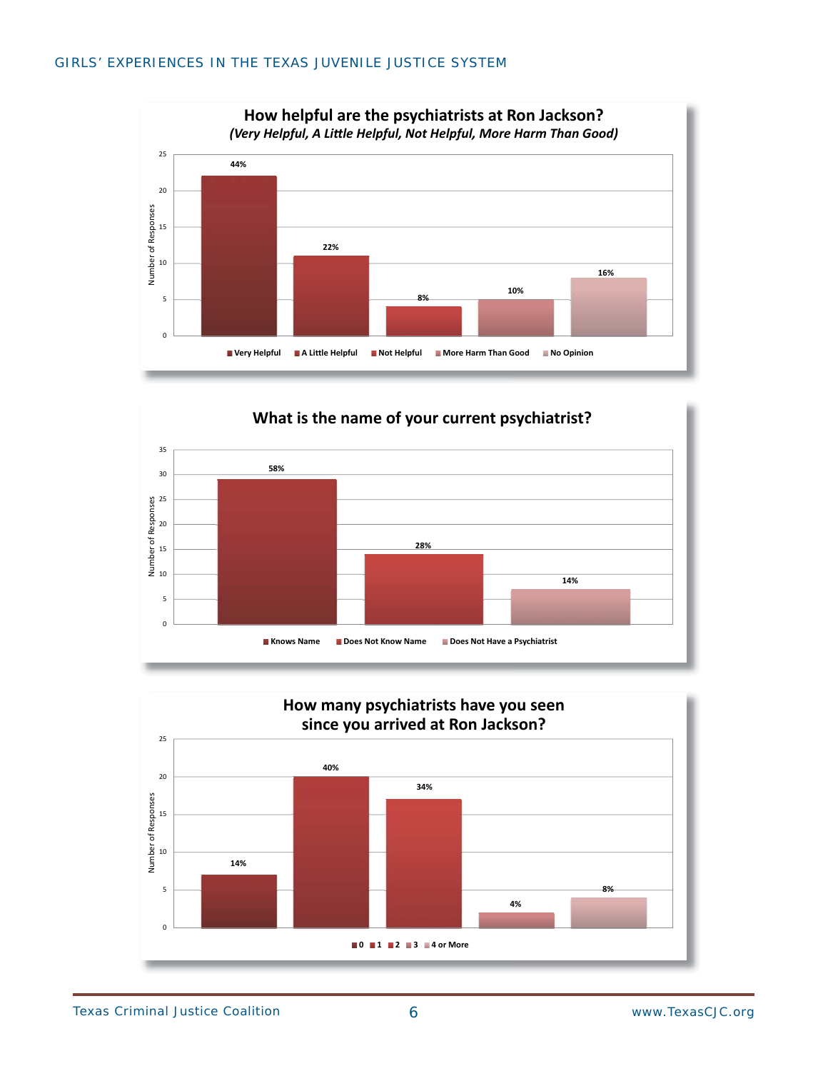## How helpful are the psychiatrists at Ron Jackson?

*(Very Helpful, A Little Helpful, Not Helpful, More Harm Than Good)*

| Response | Percentage |
|---|---|
| Very Helpful | 44% |
| A Little Helpful | 22% |
| Not Helpful | 8% |
| More Harm Than Good | 10% |
| No Opinion | 16% |

## What is the name of your current psychiatrist?

| Response | Percentage |
|---|---|
| Knows Name | 58% |
| Does Not Know Name | 28% |
| Does Not Have a Psychiatrist | 14% |

## How many psychiatrists have you seen since you arrived at Ron Jackson?

| Response | Percentage |
|---|---|
| 0 | 14% |
| 1 | 40% |
| 2 | 34% |
| 3 | 4% |
| 4 or More | 8% |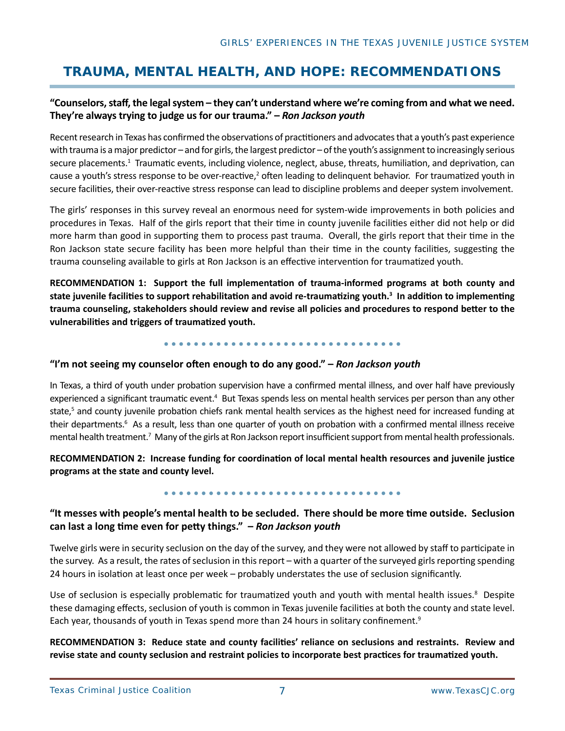## TRAUMA, MENTAL HEALTH, AND HOPE: RECOMMENDATIONS

**"Counselors, staff, the legal system – they can't understand where we're coming from and what we need. They're always trying to judge us for our trauma." – *Ron Jackson youth***

Recent research in Texas has confirmed the observations of practitioners and advocates that a youth's past experience with trauma is a major predictor – and for girls, the largest predictor – of the youth's assignment to increasingly serious secure placements.[1] Traumatic events, including violence, neglect, abuse, threats, humiliation, and deprivation, can cause a youth's stress response to be over-reactive,[2] often leading to delinquent behavior. For traumatized youth in secure facilities, their over-reactive stress response can lead to discipline problems and deeper system involvement.

The girls' responses in this survey reveal an enormous need for system-wide improvements in both policies and procedures in Texas. Half of the girls report that their time in county juvenile facilities either did not help or did more harm than good in supporting them to process past trauma. Overall, the girls report that their time in the Ron Jackson state secure facility has been more helpful than their time in the county facilities, suggesting the trauma counseling available to girls at Ron Jackson is an effective intervention for traumatized youth.

**RECOMMENDATION 1: Support the full implementation of trauma-informed programs at both county and state juvenile facilities to support rehabilitation and avoid re-traumatizing youth.[3] In addition to implementing trauma counseling, stakeholders should review and revise all policies and procedures to respond better to the vulnerabilities and triggers of traumatized youth.**

**"I'm not seeing my counselor often enough to do any good." – *Ron Jackson youth***

In Texas, a third of youth under probation supervision have a confirmed mental illness, and over half have previously experienced a significant traumatic event.[4] But Texas spends less on mental health services per person than any other state,[5] and county juvenile probation chiefs rank mental health services as the highest need for increased funding at their departments.[6] As a result, less than one quarter of youth on probation with a confirmed mental illness receive mental health treatment.[7] Many of the girls at Ron Jackson report insufficient support from mental health professionals.

**RECOMMENDATION 2: Increase funding for coordination of local mental health resources and juvenile justice programs at the state and county level.**

**"It messes with people's mental health to be secluded. There should be more time outside. Seclusion can last a long time even for petty things." – *Ron Jackson youth***

Twelve girls were in security seclusion on the day of the survey, and they were not allowed by staff to participate in the survey. As a result, the rates of seclusion in this report – with a quarter of the surveyed girls reporting spending 24 hours in isolation at least once per week – probably understates the use of seclusion significantly.

Use of seclusion is especially problematic for traumatized youth and youth with mental health issues.[8] Despite these damaging effects, seclusion of youth is common in Texas juvenile facilities at both the county and state level. Each year, thousands of youth in Texas spend more than 24 hours in solitary confinement.[9]

**RECOMMENDATION 3: Reduce state and county facilities' reliance on seclusions and restraints. Review and revise state and county seclusion and restraint policies to incorporate best practices for traumatized youth.**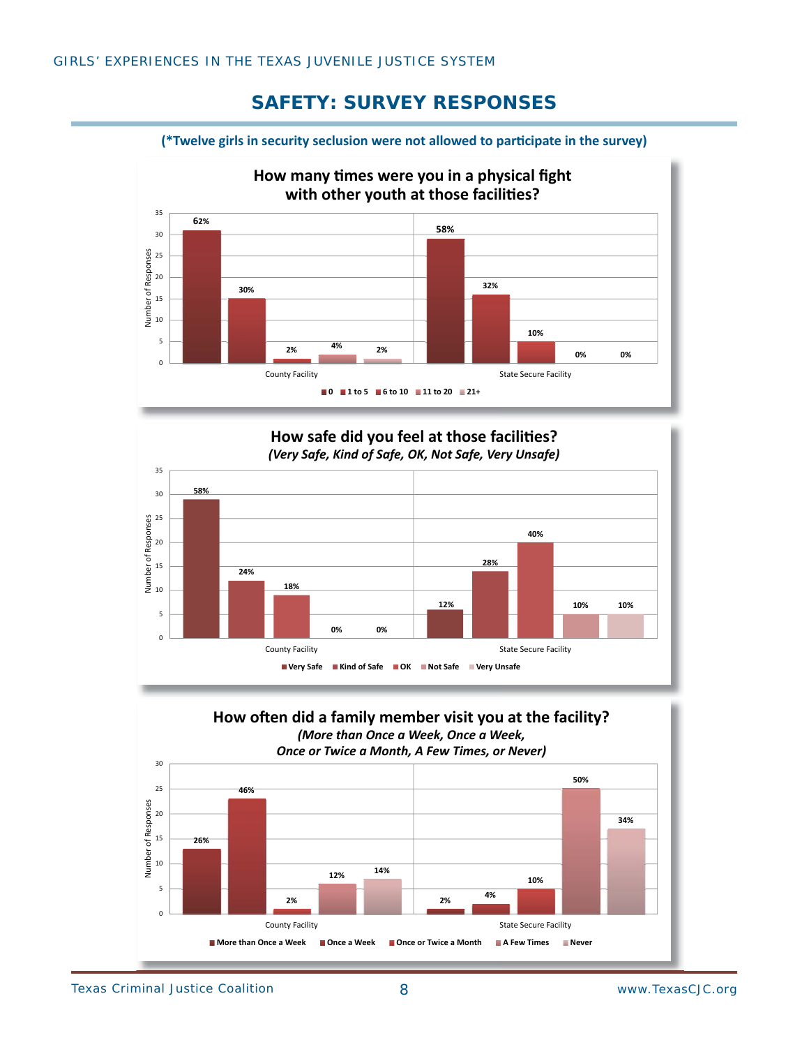# SAFETY: SURVEY RESPONSES

**(*Twelve girls in security seclusion were not allowed to participate in the survey)**

### How many times were you in a physical fight with other youth at those facilities?

| | 0 | 1 to 5 | 6 to 10 | 11 to 20 | 21+ |
|---|---|---|---|---|---|
| County Facility | 62% | 30% | 2% | 4% | 2% |
| State Secure Facility | 58% | 32% | 10% | 0% | 0% |

### How safe did you feel at those facilities?

*(Very Safe, Kind of Safe, OK, Not Safe, Very Unsafe)*

| | Very Safe | Kind of Safe | OK | Not Safe | Very Unsafe |
|---|---|---|---|---|---|
| County Facility | 58% | 24% | 18% | 0% | 0% |
| State Secure Facility | 12% | 28% | 40% | 10% | 10% |

### How often did a family member visit you at the facility?

*(More than Once a Week, Once a Week, Once or Twice a Month, A Few Times, or Never)*

| | More than Once a Week | Once a Week | Once or Twice a Month | A Few Times | Never |
|---|---|---|---|---|---|
| County Facility | 26% | 46% | 2% | 12% | 14% |
| State Secure Facility | 2% | 4% | 10% | 50% | 34% |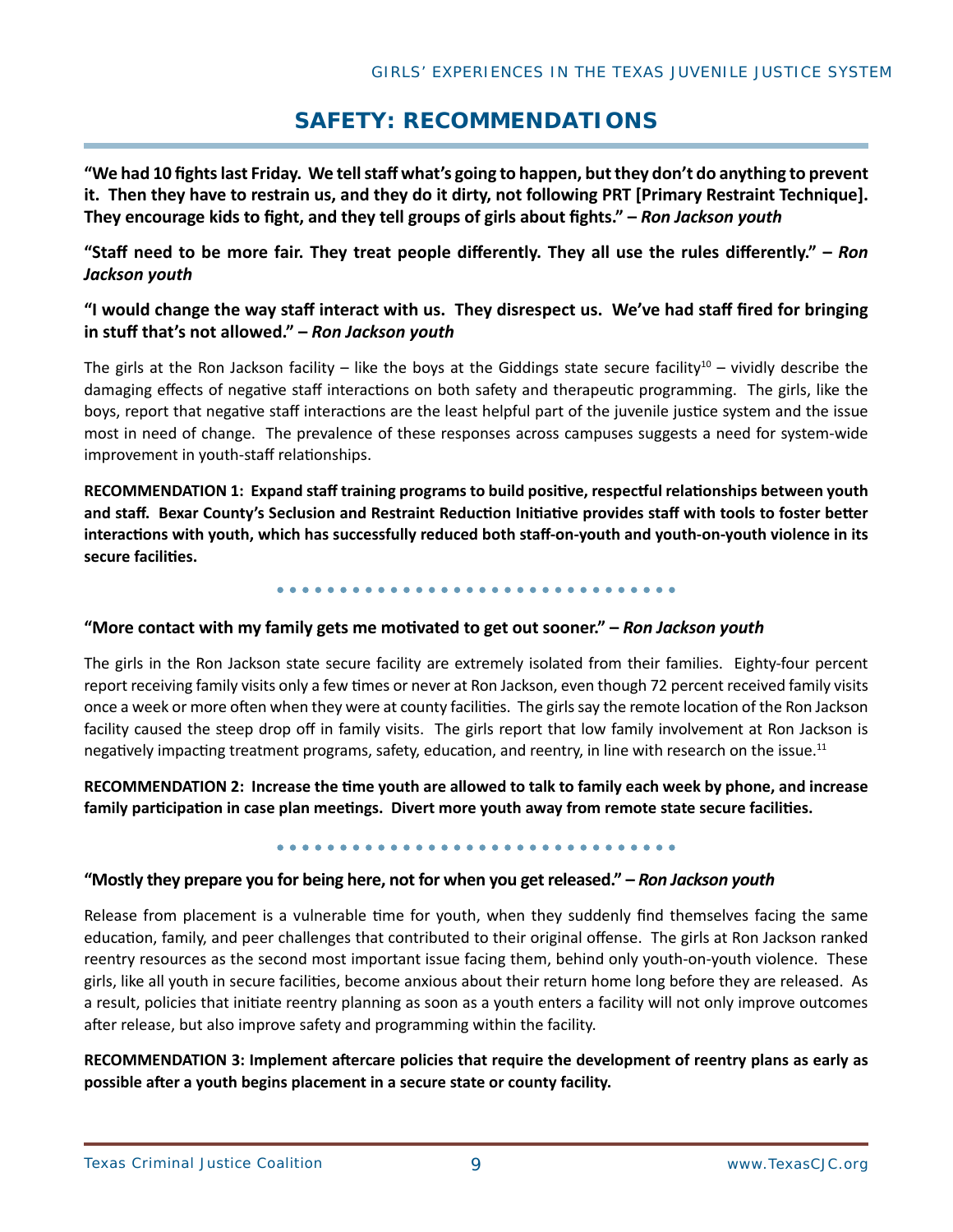## SAFETY: RECOMMENDATIONS

**"We had 10 fights last Friday. We tell staff what's going to happen, but they don't do anything to prevent it. Then they have to restrain us, and they do it dirty, not following PRT [Primary Restraint Technique]. They encourage kids to fight, and they tell groups of girls about fights." – *Ron Jackson youth***

**"Staff need to be more fair. They treat people differently. They all use the rules differently." – *Ron Jackson youth***

**"I would change the way staff interact with us. They disrespect us. We've had staff fired for bringing in stuff that's not allowed." – *Ron Jackson youth***

The girls at the Ron Jackson facility – like the boys at the Giddings state secure facility[10] – vividly describe the damaging effects of negative staff interactions on both safety and therapeutic programming. The girls, like the boys, report that negative staff interactions are the least helpful part of the juvenile justice system and the issue most in need of change. The prevalence of these responses across campuses suggests a need for system-wide improvement in youth-staff relationships.

**RECOMMENDATION 1: Expand staff training programs to build positive, respectful relationships between youth and staff. Bexar County's Seclusion and Restraint Reduction Initiative provides staff with tools to foster better interactions with youth, which has successfully reduced both staff-on-youth and youth-on-youth violence in its secure facilities.**

**"More contact with my family gets me motivated to get out sooner." – *Ron Jackson youth***

The girls in the Ron Jackson state secure facility are extremely isolated from their families. Eighty-four percent report receiving family visits only a few times or never at Ron Jackson, even though 72 percent received family visits once a week or more often when they were at county facilities. The girls say the remote location of the Ron Jackson facility caused the steep drop off in family visits. The girls report that low family involvement at Ron Jackson is negatively impacting treatment programs, safety, education, and reentry, in line with research on the issue.[11]

**RECOMMENDATION 2: Increase the time youth are allowed to talk to family each week by phone, and increase family participation in case plan meetings. Divert more youth away from remote state secure facilities.**

**"Mostly they prepare you for being here, not for when you get released." – *Ron Jackson youth***

Release from placement is a vulnerable time for youth, when they suddenly find themselves facing the same education, family, and peer challenges that contributed to their original offense. The girls at Ron Jackson ranked reentry resources as the second most important issue facing them, behind only youth-on-youth violence. These girls, like all youth in secure facilities, become anxious about their return home long before they are released. As a result, policies that initiate reentry planning as soon as a youth enters a facility will not only improve outcomes after release, but also improve safety and programming within the facility.

**RECOMMENDATION 3: Implement aftercare policies that require the development of reentry plans as early as possible after a youth begins placement in a secure state or county facility.**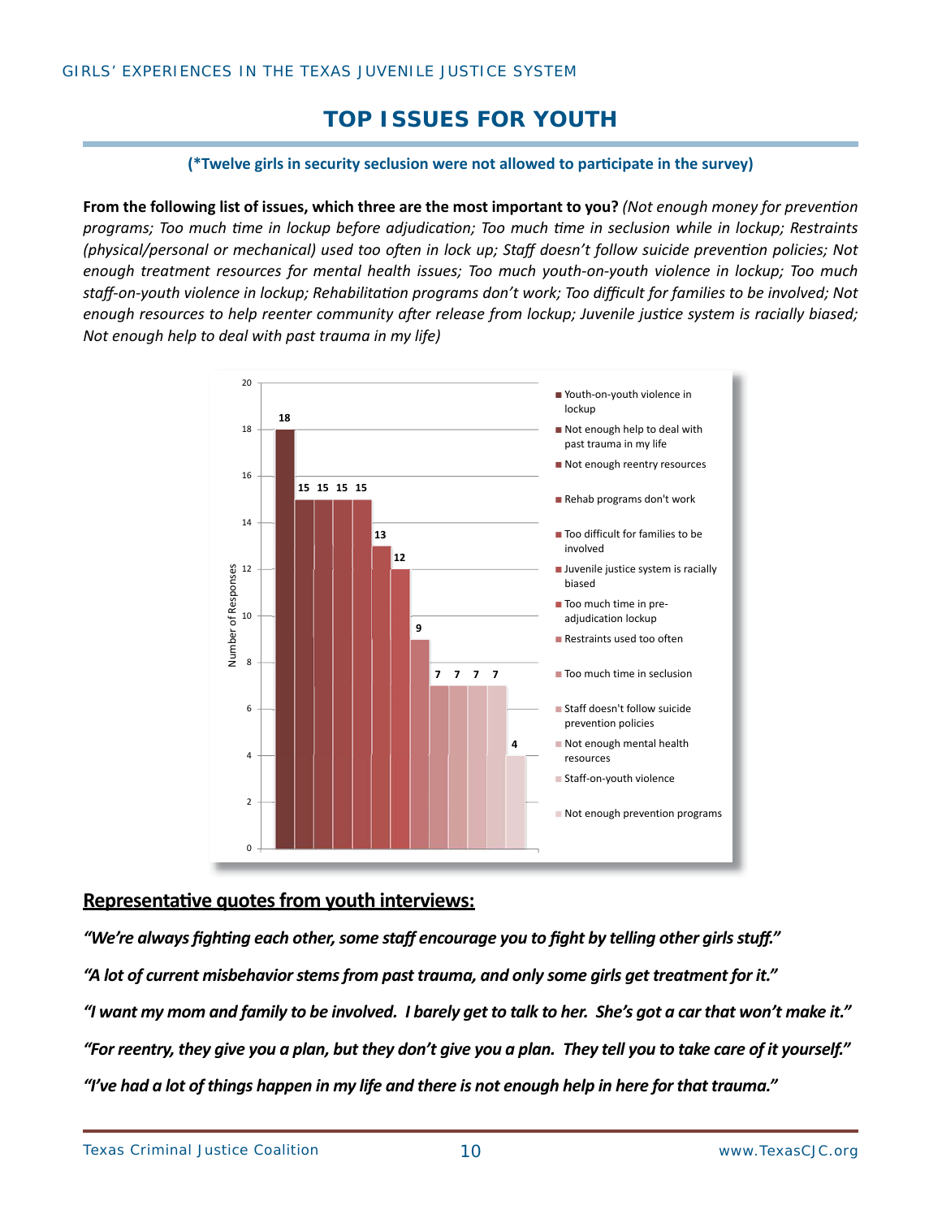# TOP ISSUES FOR YOUTH

**(*Twelve girls in security seclusion were not allowed to participate in the survey)**

**From the following list of issues, which three are the most important to you?** *(Not enough money for prevention programs; Too much time in lockup before adjudication; Too much time in seclusion while in lockup; Restraints (physical/personal or mechanical) used too often in lock up; Staff doesn't follow suicide prevention policies; Not enough treatment resources for mental health issues; Too much youth-on-youth violence in lockup; Too much staff-on-youth violence in lockup; Rehabilitation programs don't work; Too difficult for families to be involved; Not enough resources to help reenter community after release from lockup; Juvenile justice system is racially biased; Not enough help to deal with past trauma in my life)*

| Issue | Number of Responses |
|---|---|
| Youth-on-youth violence in lockup | 18 |
| Not enough help to deal with past trauma in my life | 15 |
| Not enough reentry resources | 15 |
| Rehab programs don't work | 15 |
| Too difficult for families to be involved | 15 |
| Juvenile justice system is racially biased | 13 |
| Too much time in pre-adjudication lockup | 12 |
| Restraints used too often | 9 |
| Too much time in seclusion | 7 |
| Staff doesn't follow suicide prevention policies | 7 |
| Not enough mental health resources | 7 |
| Staff-on-youth violence | 7 |
| Not enough prevention programs | 4 |

## Representative quotes from youth interviews:

***"We're always fighting each other, some staff encourage you to fight by telling other girls stuff."***

***"A lot of current misbehavior stems from past trauma, and only some girls get treatment for it."***

***"I want my mom and family to be involved. I barely get to talk to her. She's got a car that won't make it."***

***"For reentry, they give you a plan, but they don't give you a plan. They tell you to take care of it yourself."***

***"I've had a lot of things happen in my life and there is not enough help in here for that trauma."***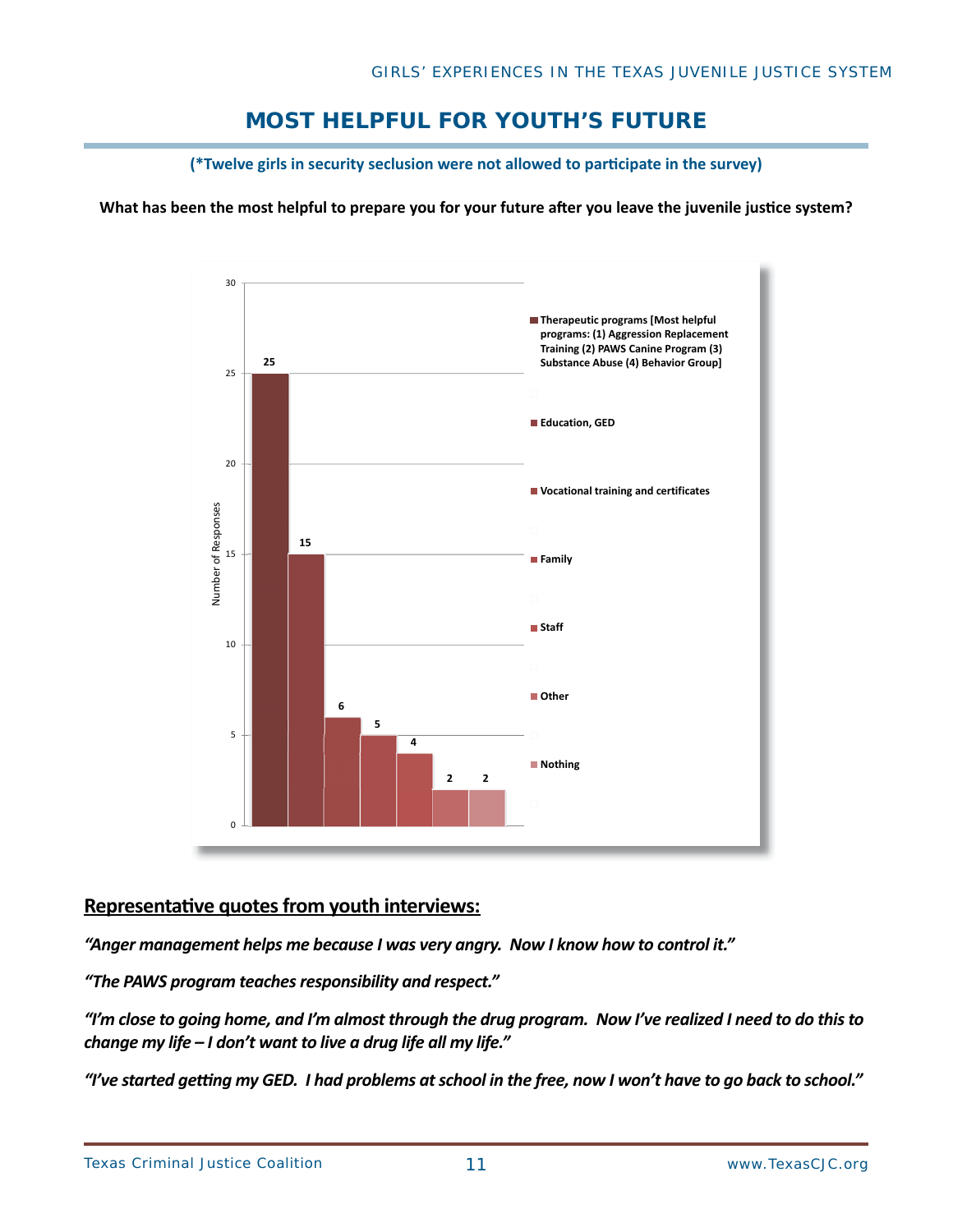## MOST HELPFUL FOR YOUTH'S FUTURE

**(*Twelve girls in security seclusion were not allowed to participate in the survey)**

**What has been the most helpful to prepare you for your future after you leave the juvenile justice system?**

| Response | Number of Responses |
|---|---|
| Therapeutic programs [Most helpful programs: (1) Aggression Replacement Training (2) PAWS Canine Program (3) Substance Abuse (4) Behavior Group] | 25 |
| Education, GED | 15 |
| Vocational training and certificates | 6 |
| Family | 5 |
| Staff | 4 |
| Other | 2 |
| Nothing | 2 |

### Representative quotes from youth interviews:

***"Anger management helps me because I was very angry. Now I know how to control it."***

***"The PAWS program teaches responsibility and respect."***

***"I'm close to going home, and I'm almost through the drug program. Now I've realized I need to do this to change my life – I don't want to live a drug life all my life."***

***"I've started getting my GED. I had problems at school in the free, now I won't have to go back to school."***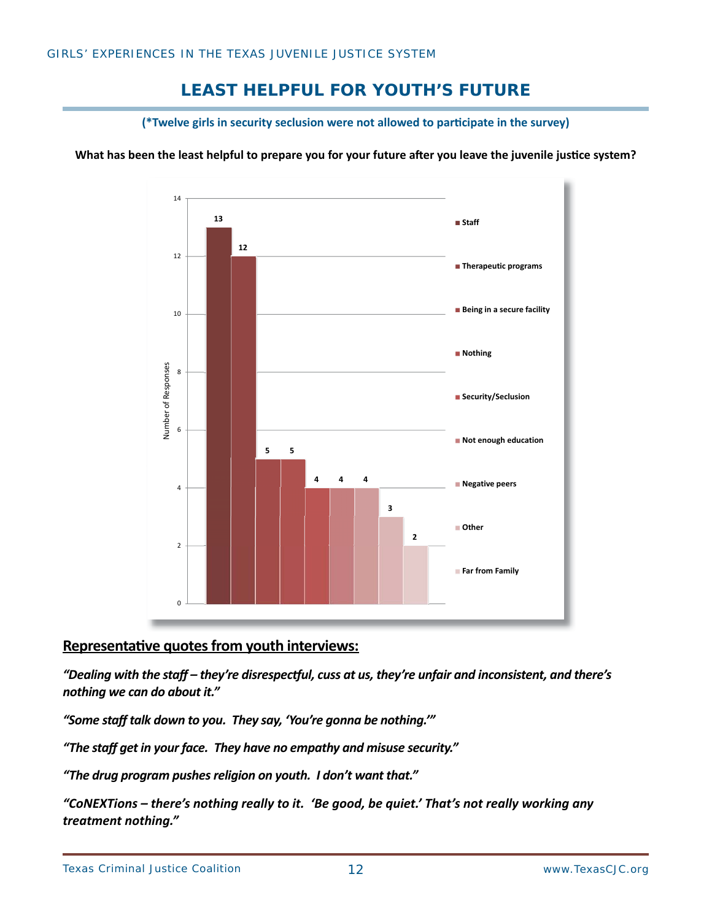## LEAST HELPFUL FOR YOUTH'S FUTURE

**(*Twelve girls in security seclusion were not allowed to participate in the survey)**

**What has been the least helpful to prepare you for your future after you leave the juvenile justice system?**

| Response | Number of Responses |
|---|---|
| Staff | 13 |
| Therapeutic programs | 12 |
| Being in a secure facility | 5 |
| Nothing | 5 |
| Security/Seclusion | 4 |
| Not enough education | 4 |
| Negative peers | 4 |
| Other | 3 |
| Far from Family | 2 |

**Representative quotes from youth interviews:**

***"Dealing with the staff – they're disrespectful, cuss at us, they're unfair and inconsistent, and there's nothing we can do about it."***

***"Some staff talk down to you. They say, 'You're gonna be nothing.'"***

***"The staff get in your face. They have no empathy and misuse security."***

***"The drug program pushes religion on youth. I don't want that."***

***"CoNEXTions – there's nothing really to it. 'Be good, be quiet.' That's not really working any treatment nothing."***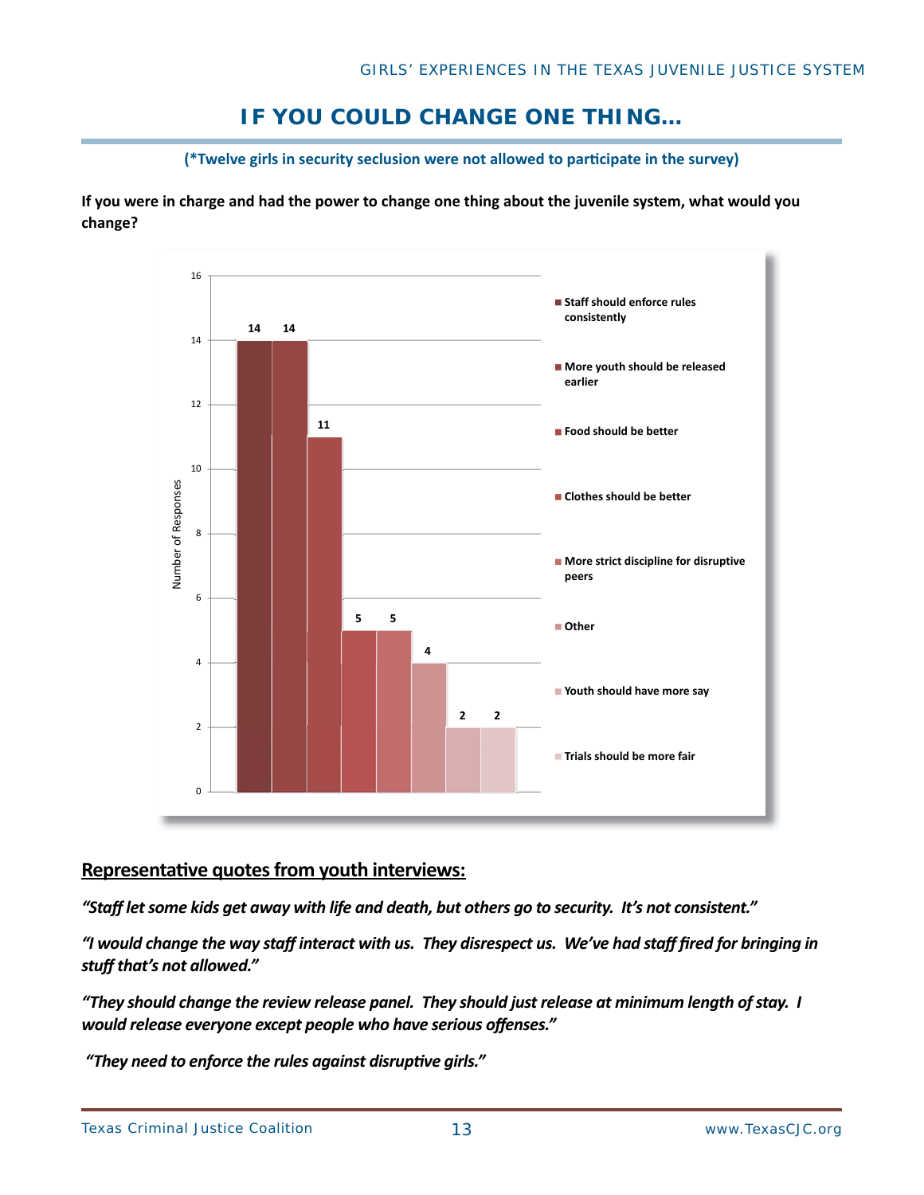# IF YOU COULD CHANGE ONE THING...

**(*Twelve girls in security seclusion were not allowed to participate in the survey)**

**If you were in charge and had the power to change one thing about the juvenile system, what would you change?**

| Response | Number of Responses |
|---|---|
| Staff should enforce rules consistently | 14 |
| More youth should be released earlier | 14 |
| Food should be better | 11 |
| Clothes should be better | 5 |
| More strict discipline for disruptive peers | 5 |
| Other | 4 |
| Youth should have more say | 2 |
| Trials should be more fair | 2 |

## Representative quotes from youth interviews:

***"Staff let some kids get away with life and death, but others go to security. It's not consistent."***

***"I would change the way staff interact with us. They disrespect us. We've had staff fired for bringing in stuff that's not allowed."***

***"They should change the review release panel. They should just release at minimum length of stay. I would release everyone except people who have serious offenses."***

***"They need to enforce the rules against disruptive girls."***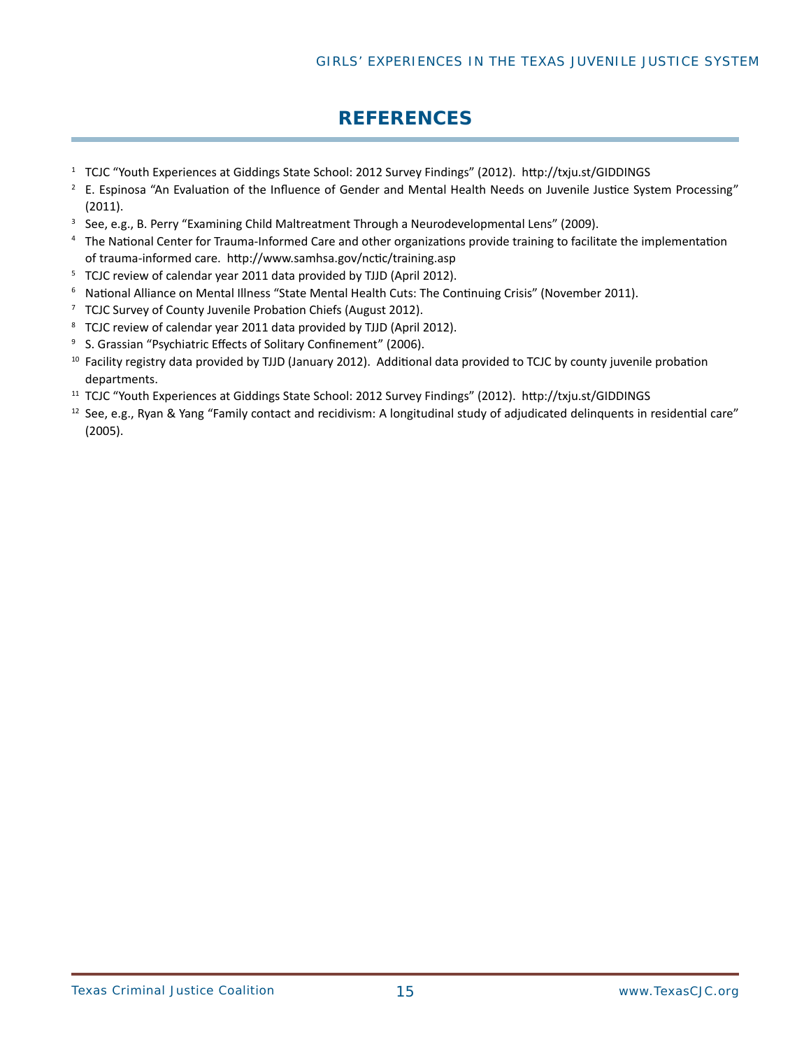# REFERENCES

[1] TCJC "Youth Experiences at Giddings State School: 2012 Survey Findings" (2012). http://txju.st/GIDDINGS

[2] E. Espinosa "An Evaluation of the Influence of Gender and Mental Health Needs on Juvenile Justice System Processing" (2011).

[3] See, e.g., B. Perry "Examining Child Maltreatment Through a Neurodevelopmental Lens" (2009).

[4] The National Center for Trauma-Informed Care and other organizations provide training to facilitate the implementation of trauma-informed care. http://www.samhsa.gov/nctic/training.asp

[5] TCJC review of calendar year 2011 data provided by TJJD (April 2012).

[6] National Alliance on Mental Illness "State Mental Health Cuts: The Continuing Crisis" (November 2011).

[7] TCJC Survey of County Juvenile Probation Chiefs (August 2012).

[8] TCJC review of calendar year 2011 data provided by TJJD (April 2012).

[9] S. Grassian "Psychiatric Effects of Solitary Confinement" (2006).

[10] Facility registry data provided by TJJD (January 2012). Additional data provided to TCJC by county juvenile probation departments.

[11] TCJC "Youth Experiences at Giddings State School: 2012 Survey Findings" (2012). http://txju.st/GIDDINGS

[12] See, e.g., Ryan & Yang "Family contact and recidivism: A longitudinal study of adjudicated delinquents in residential care" (2005).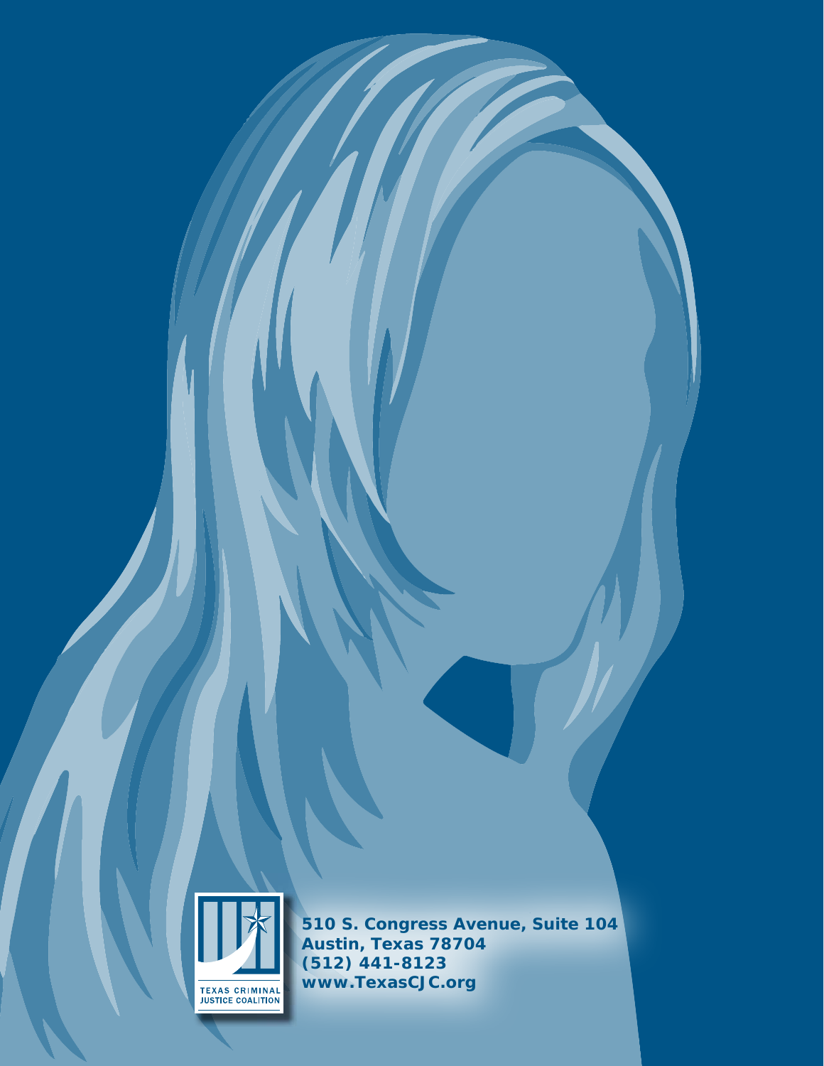TEXAS CRIMINAL JUSTICE COALITION

**510 S. Congress Avenue, Suite 104**
**Austin, Texas 78704**
**(512) 441-8123**
**www.TexasCJC.org**